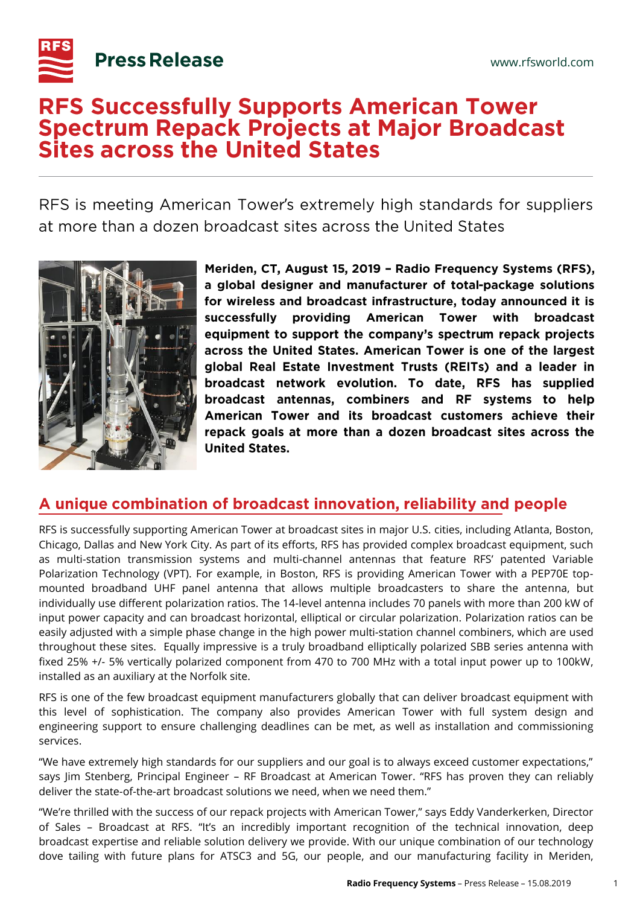# Press Release

www.rfsworld.com

# RFS Successfully Supports American Tower Spectrum Repack Projects at Major Broadcast Sites across the United States

RFS is meeting American Tower's extremely high standards for suppliers at more than a dozen broadcast sites across the United States

**Meriden, CT, August 15, 2019 – Radio Frequency Systems (RFS), a global designer and manufacturer of total-package solutions for wireless and broadcast infrastructure, today announced it is successfully providing American Tower with broadcast equipment to support the company's spectrum repack projects across the United States. American Tower is one of the largest global Real Estate Investment Trusts (REITs) and a leader in broadcast network evolution. To date, RFS has supplied broadcast antennas, combiners and RF systems to help American Tower and its broadcast customers achieve their repack goals at more than a dozen broadcast sites across the United States.**

## A unique combination of broadcast innovation, reliability and people

RFS is successfully supporting American Tower at broadcast sites in major U.S. cities, including Atlanta, Boston, Chicago, Dallas and New York City. As part of its efforts, RFS has provided complex broadcast equipment, such as multi-station transmission systems and multi-channel antennas that feature RFS' patented Variable Polarization Technology (VPT). For example, in Boston, RFS is providing American Tower with a PEP70E top-mounted broadband UHF panel antenna that allows multiple broadcasters to share the antenna, but individually use different polarization ratios. The 14-level antenna includes 70 panels with more than 200 kW of input power capacity and can broadcast horizontal, elliptical or circular polarization. Polarization ratios can be easily adjusted with a simple phase change in the high power multi-station channel combiners, which are used throughout these sites. Equally impressive is a truly broadband elliptically polarized SBB series antenna with fixed 25% +/- 5% vertically polarized component from 470 to 700 MHz with a total input power up to 100kW, installed as an auxiliary at the Norfolk site.

RFS is one of the few broadcast equipment manufacturers globally that can deliver broadcast equipment with this level of sophistication. The company also provides American Tower with full system design and engineering support to ensure challenging deadlines can be met, as well as installation and commissioning services.

"We have extremely high standards for our suppliers and our goal is to always exceed customer expectations," says Jim Stenberg, Principal Engineer – RF Broadcast at American Tower. "RFS has proven they can reliably deliver the state-of-the-art broadcast solutions we need, when we need them."

"We're thrilled with the success of our repack projects with American Tower," says Eddy Vanderkerken, Director of Sales – Broadcast at RFS. "It's an incredibly important recognition of the technical innovation, deep broadcast expertise and reliable solution delivery we provide. With our unique combination of our technology dove tailing with future plans for ATSC3 and 5G, our people, and our manufacturing facility in Meriden,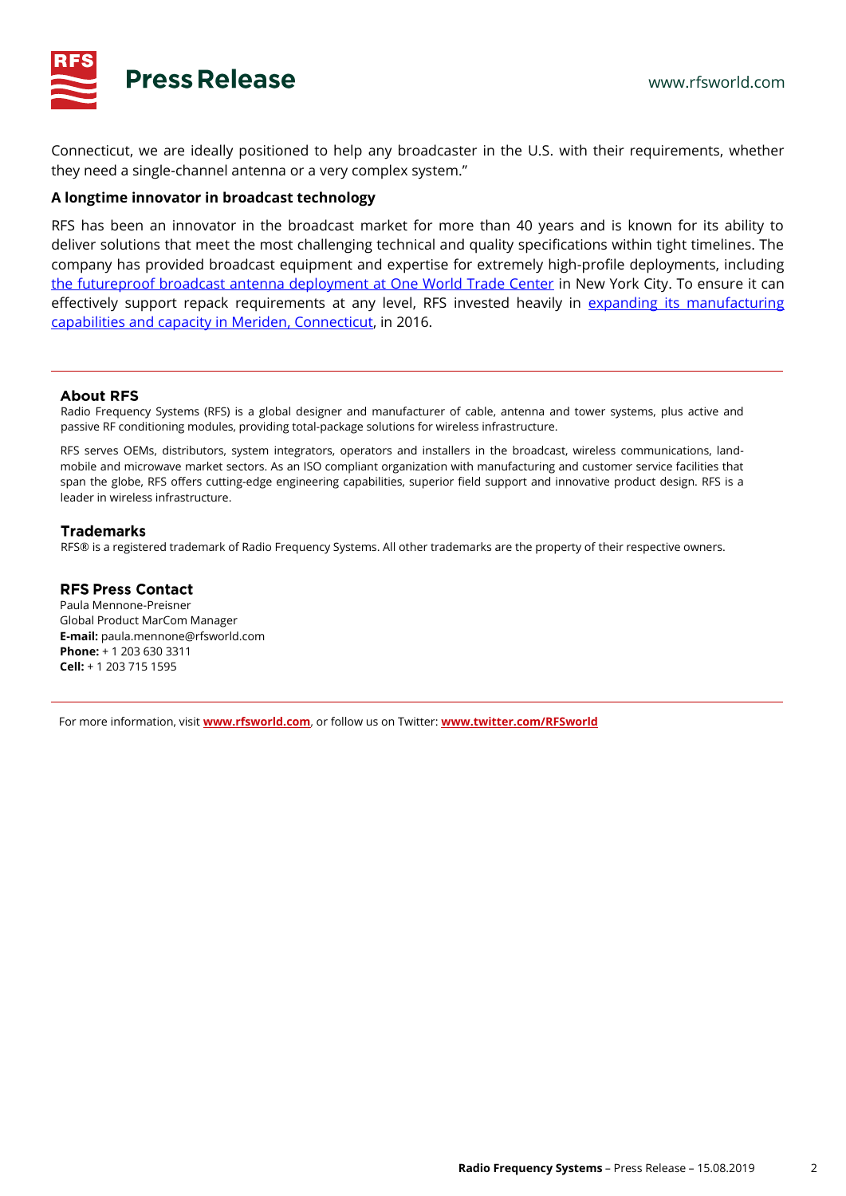Connecticut, we are ideally positioned to help any broadcaster in the U.S. with their requirements, whether they need a single-channel antenna or a very complex system."

**A longtime innovator in broadcast technology**

RFS has been an innovator in the broadcast market for more than 40 years and is known for its ability to deliver solutions that meet the most challenging technical and quality specifications within tight timelines. The company has provided broadcast equipment and expertise for extremely high-profile deployments, including the futureproof broadcast antenna deployment at One World Trade Center in New York City. To ensure it can effectively support repack requirements at any level, RFS invested heavily in expanding its manufacturing capabilities and capacity in Meriden, Connecticut, in 2016.

---

## About RFS

Radio Frequency Systems (RFS) is a global designer and manufacturer of cable, antenna and tower systems, plus active and passive RF conditioning modules, providing total-package solutions for wireless infrastructure.

RFS serves OEMs, distributors, system integrators, operators and installers in the broadcast, wireless communications, land-mobile and microwave market sectors. As an ISO compliant organization with manufacturing and customer service facilities that span the globe, RFS offers cutting-edge engineering capabilities, superior field support and innovative product design. RFS is a leader in wireless infrastructure.

## Trademarks

RFS® is a registered trademark of Radio Frequency Systems. All other trademarks are the property of their respective owners.

## RFS Press Contact

Paula Mennone-Preisner
Global Product MarCom Manager
**E-mail:** paula.mennone@rfsworld.com
**Phone:** + 1 203 630 3311
**Cell:** + 1 203 715 1595

---

For more information, visit **www.rfsworld.com**, or follow us on Twitter: **www.twitter.com/RFSworld**